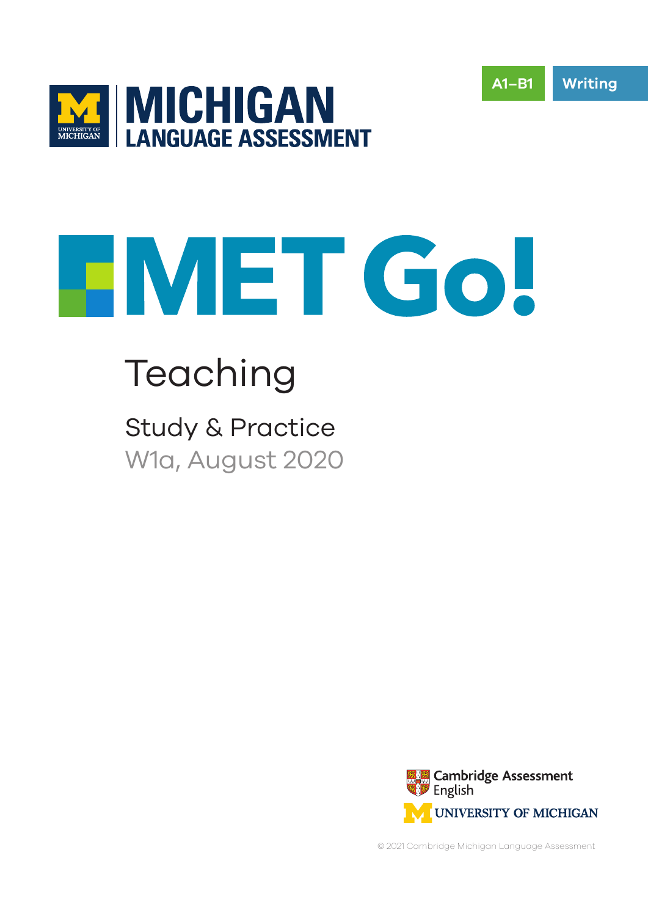MICHIGAN LANGUAGE ASSESSMENT

A1–B1 | Writing

# MET Go!

## Teaching

### Study & Practice

W1a, August 2020

Cambridge Assessment English

University of Michigan

© 2021 Cambridge Michigan Language Assessment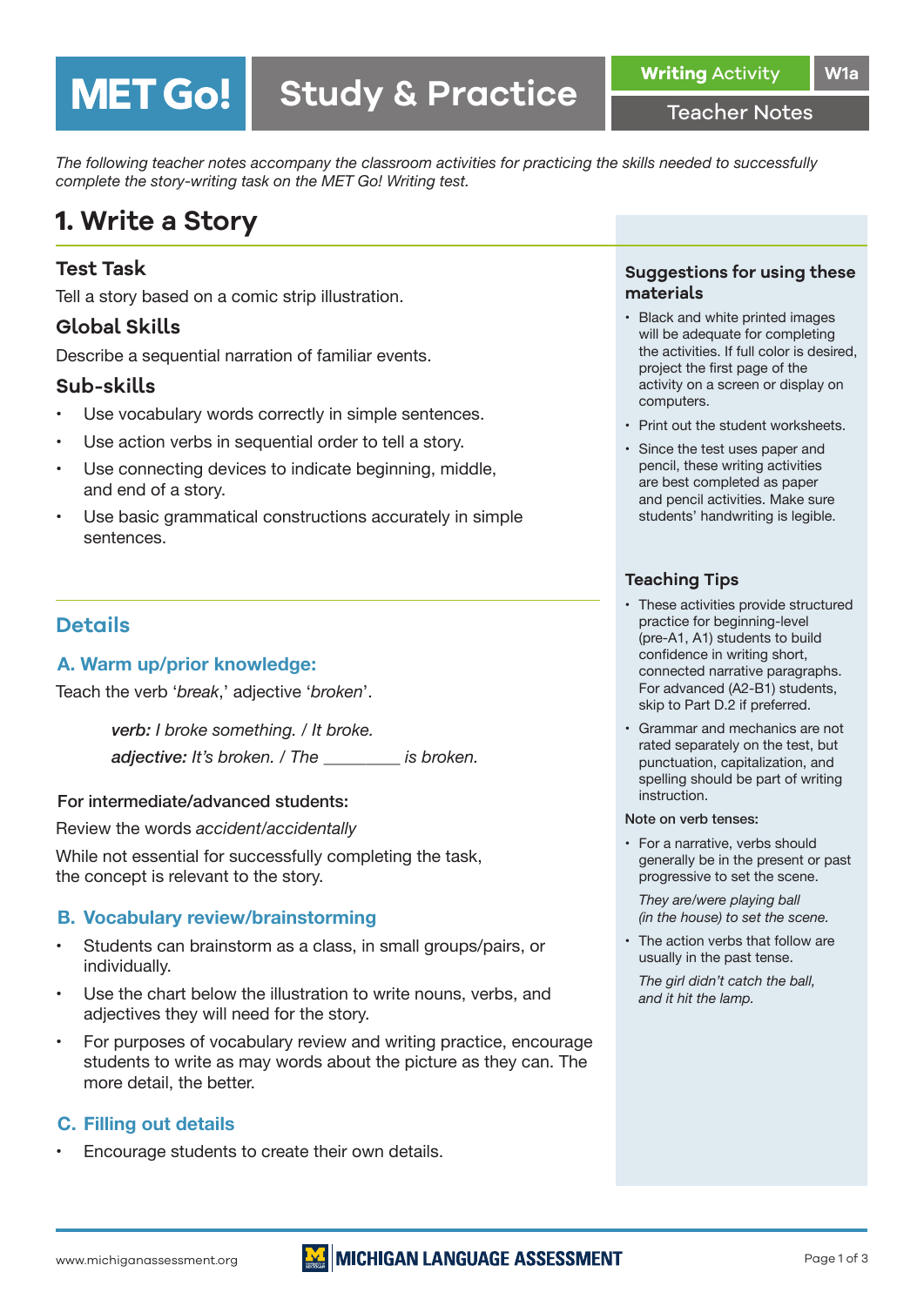# MET Go! Study & Practice

**Writing Activity** W1a

Teacher Notes

*The following teacher notes accompany the classroom activities for practicing the skills needed to successfully complete the story-writing task on the MET Go! Writing test.*

## 1. Write a Story

### Test Task

Tell a story based on a comic strip illustration.

### Global Skills

Describe a sequential narration of familiar events.

### Sub-skills

- Use vocabulary words correctly in simple sentences.
- Use action verbs in sequential order to tell a story.
- Use connecting devices to indicate beginning, middle, and end of a story.
- Use basic grammatical constructions accurately in simple sentences.

## Details

### A. Warm up/prior knowledge:

Teach the verb '*break*,' adjective '*broken*'.

> ***verb:*** *I broke something. / It broke.*
>
> ***adjective:*** *It's broken. / The \_\_\_\_\_\_\_\_ is broken.*

**For intermediate/advanced students:**

Review the words *accident/accidentally*

While not essential for successfully completing the task, the concept is relevant to the story.

### B. Vocabulary review/brainstorming

- Students can brainstorm as a class, in small groups/pairs, or individually.
- Use the chart below the illustration to write nouns, verbs, and adjectives they will need for the story.
- For purposes of vocabulary review and writing practice, encourage students to write as may words about the picture as they can. The more detail, the better.

### C. Filling out details

- Encourage students to create their own details.

### Suggestions for using these materials

- Black and white printed images will be adequate for completing the activities. If full color is desired, project the first page of the activity on a screen or display on computers.
- Print out the student worksheets.
- Since the test uses paper and pencil, these writing activities are best completed as paper and pencil activities. Make sure students' handwriting is legible.

### Teaching Tips

- These activities provide structured practice for beginning-level (pre-A1, A1) students to build confidence in writing short, connected narrative paragraphs. For advanced (A2-B1) students, skip to Part D.2 if preferred.
- Grammar and mechanics are not rated separately on the test, but punctuation, capitalization, and spelling should be part of writing instruction.

Note on verb tenses:

- For a narrative, verbs should generally be in the present or past progressive to set the scene.

  *They are/were playing ball (in the house) to set the scene.*

- The action verbs that follow are usually in the past tense.

  *The girl didn't catch the ball, and it hit the lamp.*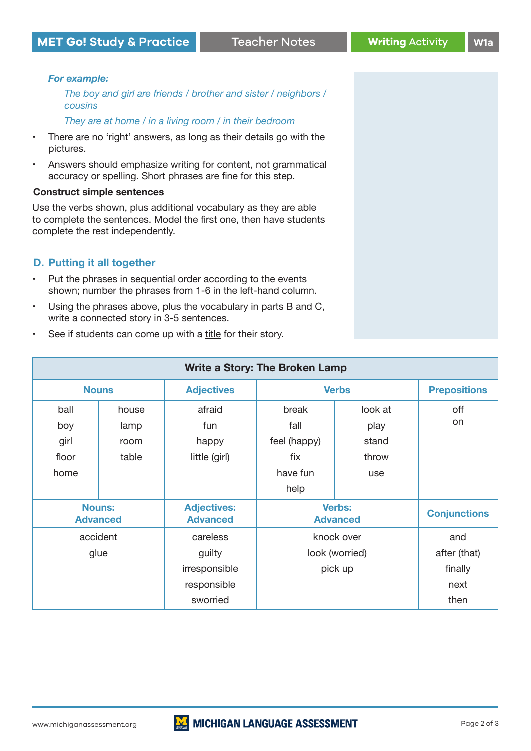***For example:***

*The boy and girl are friends / brother and sister / neighbors / cousins*

*They are at home / in a living room / in their bedroom*

- There are no 'right' answers, as long as their details go with the pictures.
- Answers should emphasize writing for content, not grammatical accuracy or spelling. Short phrases are fine for this step.

**Construct simple sentences**

Use the verbs shown, plus additional vocabulary as they are able to complete the sentences. Model the first one, then have students complete the rest independently.

## D. Putting it all together

- Put the phrases in sequential order according to the events shown; number the phrases from 1-6 in the left-hand column.
- Using the phrases above, plus the vocabulary in parts B and C, write a connected story in 3-5 sentences.
- See if students can come up with a title for their story.

| Write a Story: The Broken Lamp | | | | | |
|---|---|---|---|---|---|
| **Nouns** | | **Adjectives** | **Verbs** | | **Prepositions** |
| ball<br>boy<br>girl<br>floor<br>home | house<br>lamp<br>room<br>table | afraid<br>fun<br>happy<br>little (girl) | break<br>fall<br>feel (happy)<br>fix<br>have fun<br>help | look at<br>play<br>stand<br>throw<br>use | off<br>on |
| **Nouns: Advanced** | | **Adjectives: Advanced** | **Verbs: Advanced** | | **Conjunctions** |
| accident<br>glue | | careless<br>guilty<br>irresponsible<br>responsible<br>sworried | knock over<br>look (worried)<br>pick up | | and<br>after (that)<br>finally<br>next<br>then |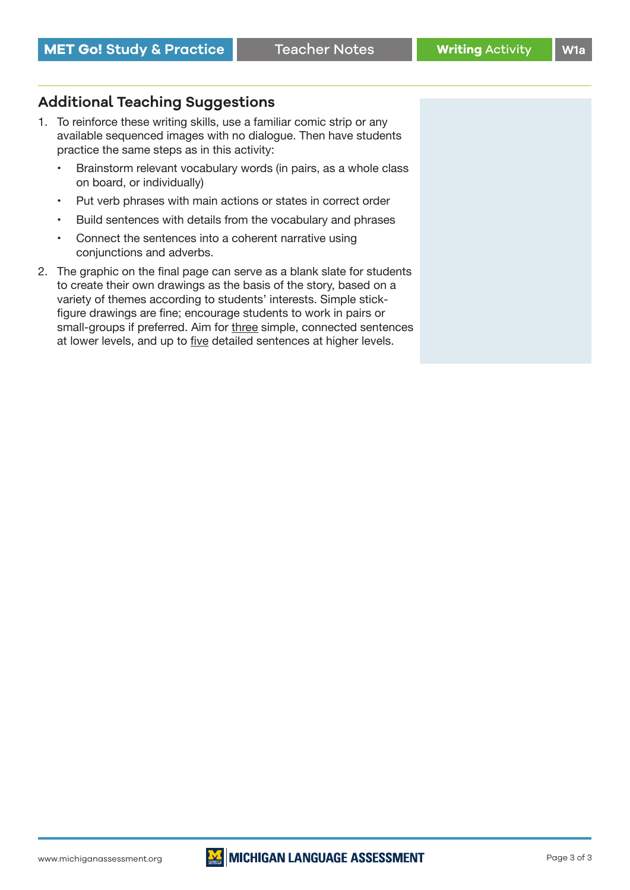## Additional Teaching Suggestions

1. To reinforce these writing skills, use a familiar comic strip or any available sequenced images with no dialogue. Then have students practice the same steps as in this activity:
   - Brainstorm relevant vocabulary words (in pairs, as a whole class on board, or individually)
   - Put verb phrases with main actions or states in correct order
   - Build sentences with details from the vocabulary and phrases
   - Connect the sentences into a coherent narrative using conjunctions and adverbs.
2. The graphic on the final page can serve as a blank slate for students to create their own drawings as the basis of the story, based on a variety of themes according to students' interests. Simple stick-figure drawings are fine; encourage students to work in pairs or small-groups if preferred. Aim for <u>three</u> simple, connected sentences at lower levels, and up to <u>five</u> detailed sentences at higher levels.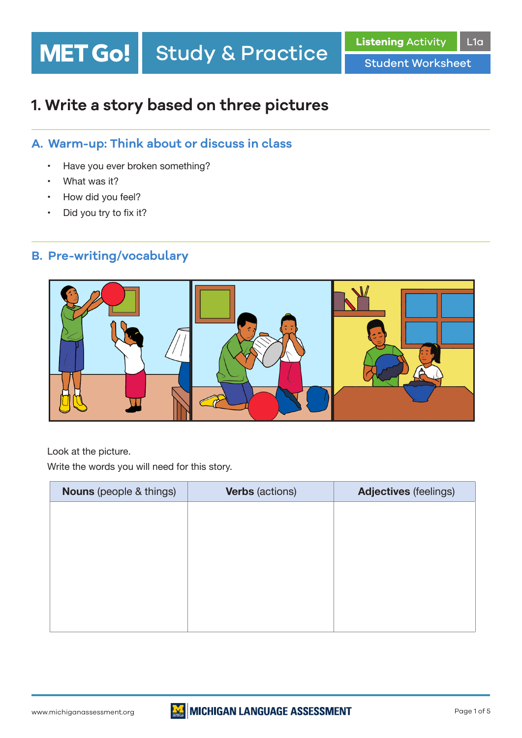MET Go! Study & Practice | Listening Activity L1a | Student Worksheet

# 1. Write a story based on three pictures

## A. Warm-up: Think about or discuss in class

- Have you ever broken something?
- What was it?
- How did you feel?
- Did you try to fix it?

## B. Pre-writing/vocabulary

Look at the picture.
Write the words you will need for this story.

| **Nouns** (people & things) | **Verbs** (actions) | **Adjectives** (feelings) |
|---|---|---|
| | | |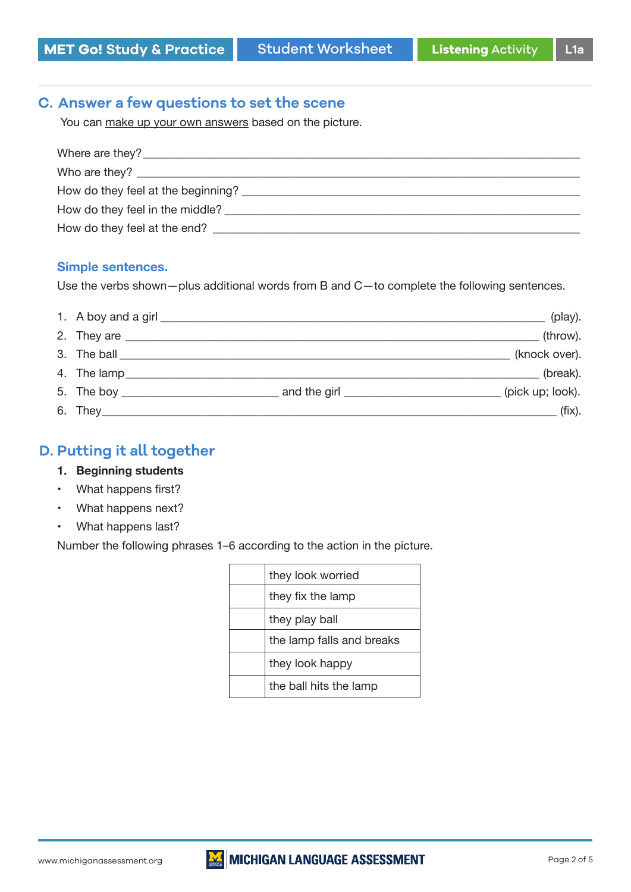## C. Answer a few questions to set the scene

You can make up your own answers based on the picture.

Where are they? ______________________________________________

Who are they? ______________________________________________

How do they feel at the beginning? ______________________________________________

How do they feel in the middle? ______________________________________________

How do they feel at the end? ______________________________________________

### Simple sentences.

Use the verbs shown—plus additional words from B and C—to complete the following sentences.

1. A boy and a girl ______________________________________________ (play).
2. They are ______________________________________________ (throw).
3. The ball ______________________________________________ (knock over).
4. The lamp ______________________________________________ (break).
5. The boy ____________________ and the girl ____________________ (pick up; look).
6. They ______________________________________________ (fix).

## D. Putting it all together

**1. Beginning students**

- What happens first?
- What happens next?
- What happens last?

Number the following phrases 1–6 according to the action in the picture.

| | |
|---|---|
| | they look worried |
| | they fix the lamp |
| | they play ball |
| | the lamp falls and breaks |
| | they look happy |
| | the ball hits the lamp |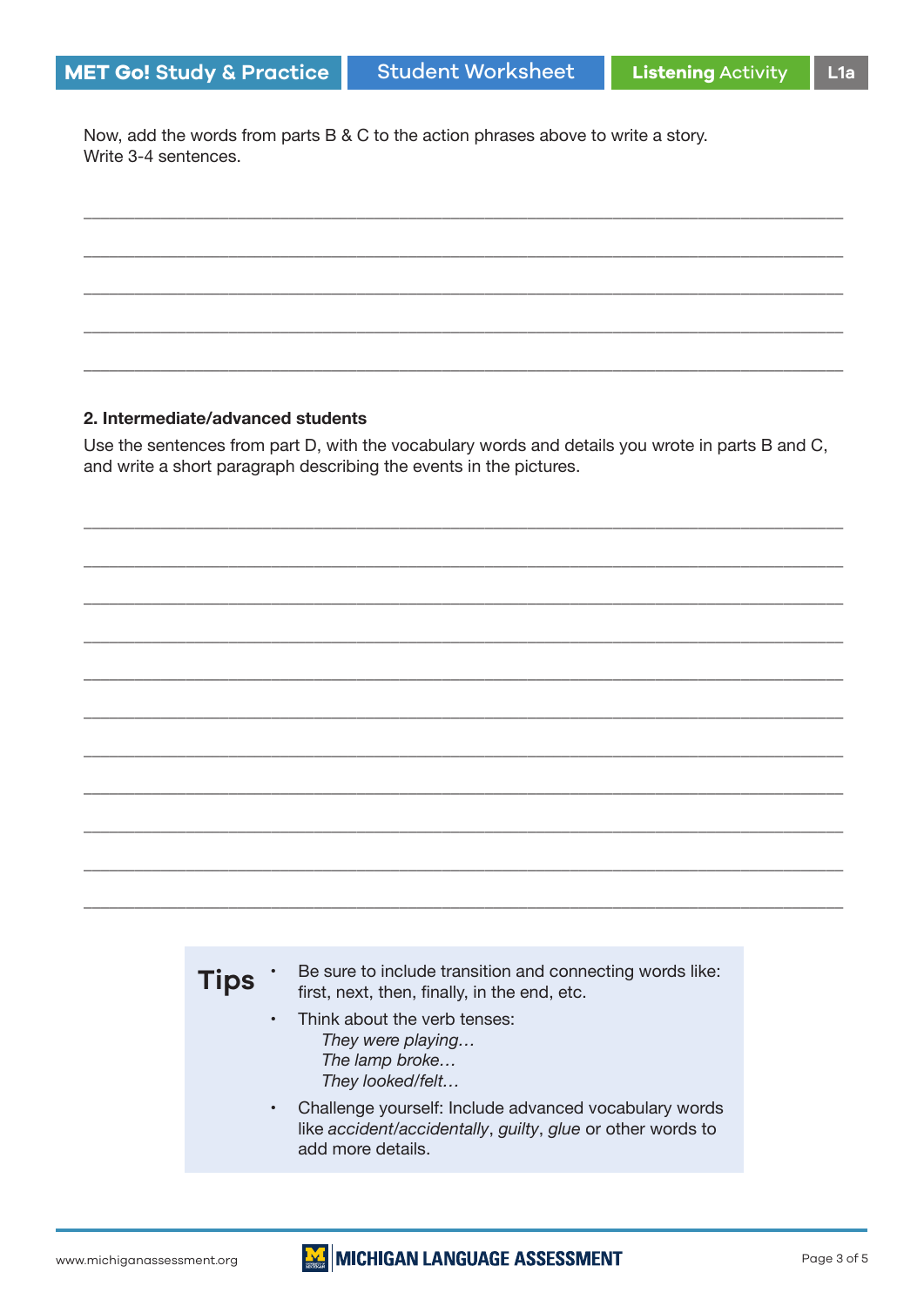Now, add the words from parts B & C to the action phrases above to write a story.
Write 3-4 sentences.

_______________________________________________________________________________

_______________________________________________________________________________

_______________________________________________________________________________

_______________________________________________________________________________

_______________________________________________________________________________

**2. Intermediate/advanced students**

Use the sentences from part D, with the vocabulary words and details you wrote in parts B and C, and write a short paragraph describing the events in the pictures.

_______________________________________________________________________________

_______________________________________________________________________________

_______________________________________________________________________________

_______________________________________________________________________________

_______________________________________________________________________________

_______________________________________________________________________________

_______________________________________________________________________________

_______________________________________________________________________________

_______________________________________________________________________________

_______________________________________________________________________________

_______________________________________________________________________________

## Tips

- Be sure to include transition and connecting words like: first, next, then, finally, in the end, etc.
- Think about the verb tenses:
  *They were playing…*
  *The lamp broke…*
  *They looked/felt…*
- Challenge yourself: Include advanced vocabulary words like *accident/accidentally*, *guilty*, *glue* or other words to add more details.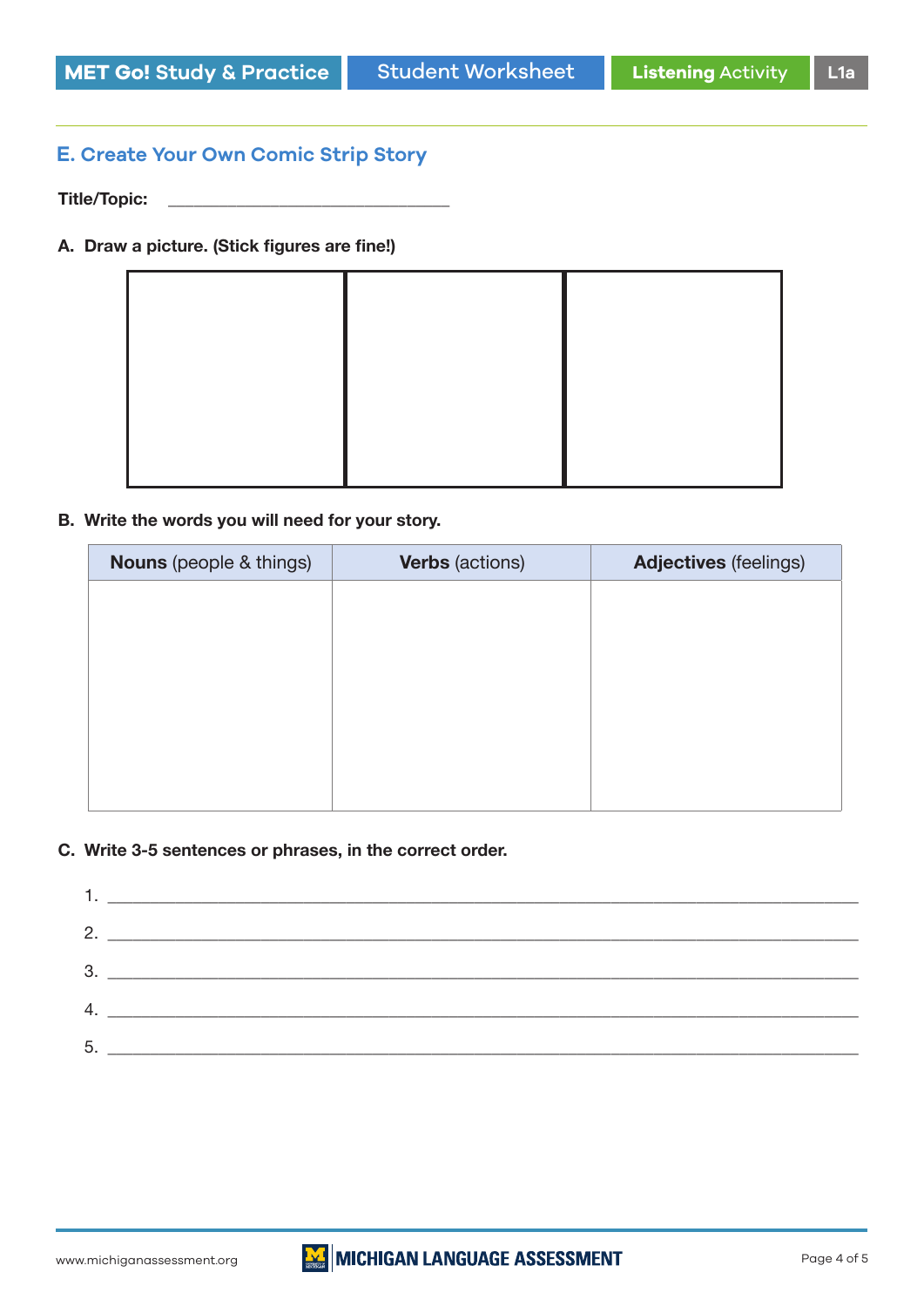MET Go! Study & Practice | Student Worksheet | Listening Activity | L1a

## E. Create Your Own Comic Strip Story

**Title/Topic:** ______________________________

**A. Draw a picture. (Stick figures are fine!)**

| | | |
|---|---|---|
| | | |

**B. Write the words you will need for your story.**

| **Nouns** (people & things) | **Verbs** (actions) | **Adjectives** (feelings) |
|---|---|---|
| | | |

**C. Write 3-5 sentences or phrases, in the correct order.**

1. ______________________________________________________________
2. ______________________________________________________________
3. ______________________________________________________________
4. ______________________________________________________________
5. ______________________________________________________________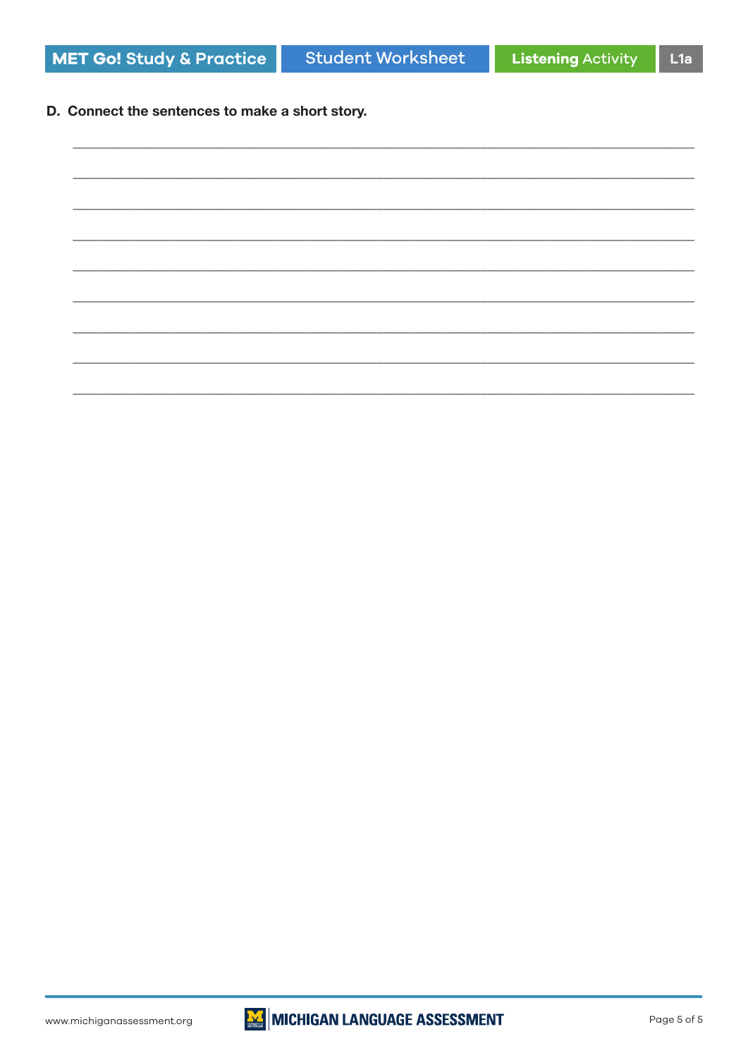**D. Connect the sentences to make a short story.**

\_\_\_\_\_\_\_\_\_\_\_\_\_\_\_\_\_\_\_\_\_\_\_\_\_\_\_\_\_\_\_\_\_\_\_\_\_\_\_\_\_\_\_\_\_\_\_\_\_\_\_\_\_\_\_\_\_\_\_\_\_\_\_\_\_\_\_\_\_\_\_\_\_\_\_\_\_\_

\_\_\_\_\_\_\_\_\_\_\_\_\_\_\_\_\_\_\_\_\_\_\_\_\_\_\_\_\_\_\_\_\_\_\_\_\_\_\_\_\_\_\_\_\_\_\_\_\_\_\_\_\_\_\_\_\_\_\_\_\_\_\_\_\_\_\_\_\_\_\_\_\_\_\_\_\_\_

\_\_\_\_\_\_\_\_\_\_\_\_\_\_\_\_\_\_\_\_\_\_\_\_\_\_\_\_\_\_\_\_\_\_\_\_\_\_\_\_\_\_\_\_\_\_\_\_\_\_\_\_\_\_\_\_\_\_\_\_\_\_\_\_\_\_\_\_\_\_\_\_\_\_\_\_\_\_

\_\_\_\_\_\_\_\_\_\_\_\_\_\_\_\_\_\_\_\_\_\_\_\_\_\_\_\_\_\_\_\_\_\_\_\_\_\_\_\_\_\_\_\_\_\_\_\_\_\_\_\_\_\_\_\_\_\_\_\_\_\_\_\_\_\_\_\_\_\_\_\_\_\_\_\_\_\_

\_\_\_\_\_\_\_\_\_\_\_\_\_\_\_\_\_\_\_\_\_\_\_\_\_\_\_\_\_\_\_\_\_\_\_\_\_\_\_\_\_\_\_\_\_\_\_\_\_\_\_\_\_\_\_\_\_\_\_\_\_\_\_\_\_\_\_\_\_\_\_\_\_\_\_\_\_\_

\_\_\_\_\_\_\_\_\_\_\_\_\_\_\_\_\_\_\_\_\_\_\_\_\_\_\_\_\_\_\_\_\_\_\_\_\_\_\_\_\_\_\_\_\_\_\_\_\_\_\_\_\_\_\_\_\_\_\_\_\_\_\_\_\_\_\_\_\_\_\_\_\_\_\_\_\_\_

\_\_\_\_\_\_\_\_\_\_\_\_\_\_\_\_\_\_\_\_\_\_\_\_\_\_\_\_\_\_\_\_\_\_\_\_\_\_\_\_\_\_\_\_\_\_\_\_\_\_\_\_\_\_\_\_\_\_\_\_\_\_\_\_\_\_\_\_\_\_\_\_\_\_\_\_\_\_

\_\_\_\_\_\_\_\_\_\_\_\_\_\_\_\_\_\_\_\_\_\_\_\_\_\_\_\_\_\_\_\_\_\_\_\_\_\_\_\_\_\_\_\_\_\_\_\_\_\_\_\_\_\_\_\_\_\_\_\_\_\_\_\_\_\_\_\_\_\_\_\_\_\_\_\_\_\_

\_\_\_\_\_\_\_\_\_\_\_\_\_\_\_\_\_\_\_\_\_\_\_\_\_\_\_\_\_\_\_\_\_\_\_\_\_\_\_\_\_\_\_\_\_\_\_\_\_\_\_\_\_\_\_\_\_\_\_\_\_\_\_\_\_\_\_\_\_\_\_\_\_\_\_\_\_\_